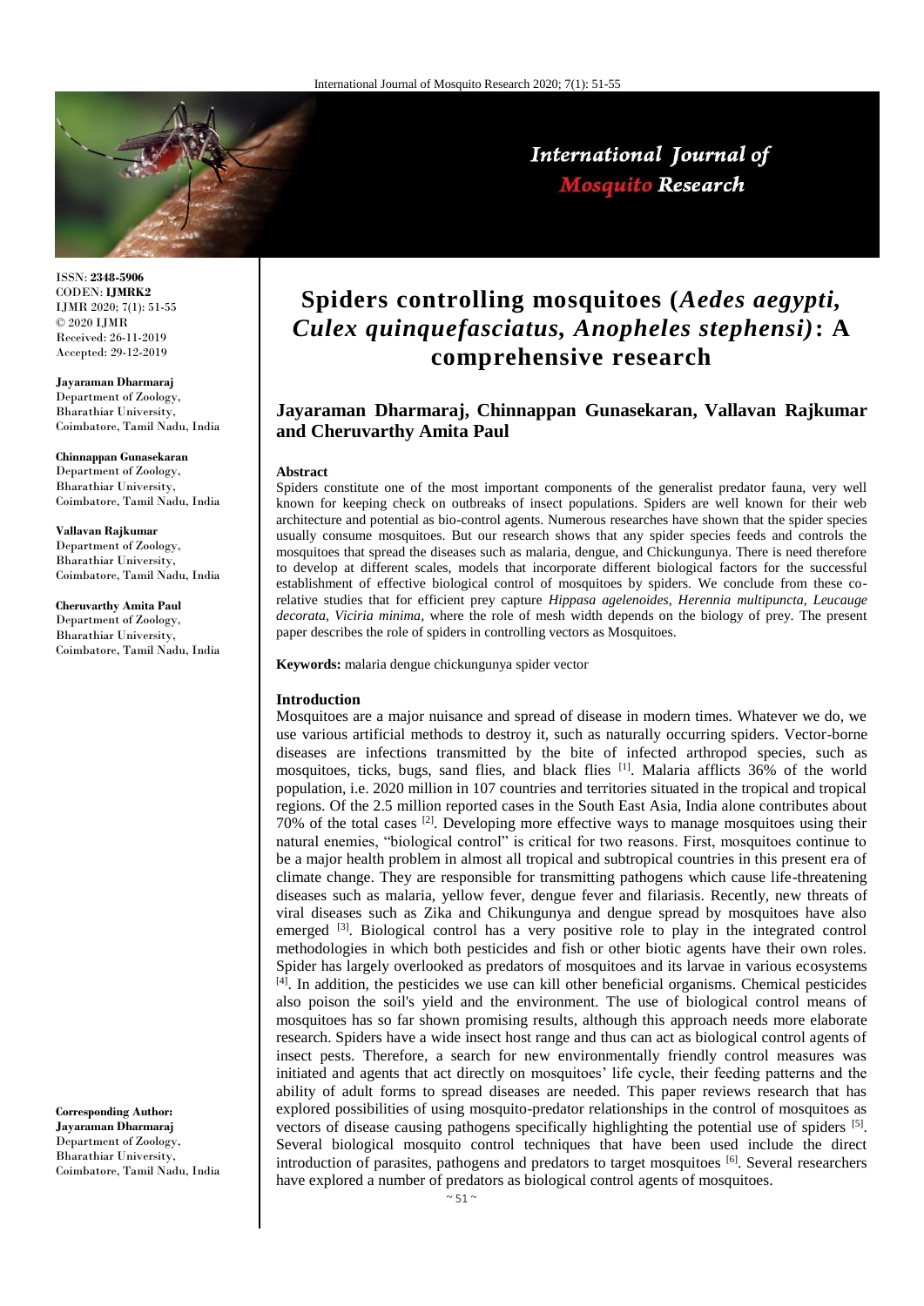# Spiders controlling mosquitoes (*Aedes aegypti, Culex quinquefasciatus, Anopheles stephensi*): A comprehensive research

**Jayaraman Dharmaraj, Chinnappan Gunasekaran, Vallavan Rajkumar and Cheruvarthy Amita Paul**

ISSN: **2348-5906**
CODEN: **IJMRK2**
IJMR 2020; 7(1): 51-55
© 2020 IJMR
Received: 26-11-2019
Accepted: 29-12-2019

**Jayaraman Dharmaraj**
Department of Zoology, Bharathiar University, Coimbatore, Tamil Nadu, India

**Chinnappan Gunasekaran**
Department of Zoology, Bharathiar University, Coimbatore, Tamil Nadu, India

**Vallavan Rajkumar**
Department of Zoology, Bharathiar University, Coimbatore, Tamil Nadu, India

**Cheruvarthy Amita Paul**
Department of Zoology, Bharathiar University, Coimbatore, Tamil Nadu, India

**Corresponding Author:**
**Jayaraman Dharmaraj**
Department of Zoology, Bharathiar University, Coimbatore, Tamil Nadu, India

## Abstract

Spiders constitute one of the most important components of the generalist predator fauna, very well known for keeping check on outbreaks of insect populations. Spiders are well known for their web architecture and potential as bio-control agents. Numerous researches have shown that the spider species usually consume mosquitoes. But our research shows that any spider species feeds and controls the mosquitoes that spread the diseases such as malaria, dengue, and Chickungunya. There is need therefore to develop at different scales, models that incorporate different biological factors for the successful establishment of effective biological control of mosquitoes by spiders. We conclude from these co-relative studies that for efficient prey capture *Hippasa agelenoides, Herennia multipuncta, Leucauge decorata, Viciria minima,* where the role of mesh width depends on the biology of prey. The present paper describes the role of spiders in controlling vectors as Mosquitoes.

**Keywords:** malaria dengue chickungunya spider vector

## Introduction

Mosquitoes are a major nuisance and spread of disease in modern times. Whatever we do, we use various artificial methods to destroy it, such as naturally occurring spiders. Vector-borne diseases are infections transmitted by the bite of infected arthropod species, such as mosquitoes, ticks, bugs, sand flies, and black flies [1]. Malaria afflicts 36% of the world population, i.e. 2020 million in 107 countries and territories situated in the tropical and tropical regions. Of the 2.5 million reported cases in the South East Asia, India alone contributes about 70% of the total cases [2]. Developing more effective ways to manage mosquitoes using their natural enemies, "biological control" is critical for two reasons. First, mosquitoes continue to be a major health problem in almost all tropical and subtropical countries in this present era of climate change. They are responsible for transmitting pathogens which cause life-threatening diseases such as malaria, yellow fever, dengue fever and filariasis. Recently, new threats of viral diseases such as Zika and Chikungunya and dengue spread by mosquitoes have also emerged [3]. Biological control has a very positive role to play in the integrated control methodologies in which both pesticides and fish or other biotic agents have their own roles. Spider has largely overlooked as predators of mosquitoes and its larvae in various ecosystems [4]. In addition, the pesticides we use can kill other beneficial organisms. Chemical pesticides also poison the soil's yield and the environment. The use of biological control means of mosquitoes has so far shown promising results, although this approach needs more elaborate research. Spiders have a wide insect host range and thus can act as biological control agents of insect pests. Therefore, a search for new environmentally friendly control measures was initiated and agents that act directly on mosquitoes' life cycle, their feeding patterns and the ability of adult forms to spread diseases are needed. This paper reviews research that has explored possibilities of using mosquito-predator relationships in the control of mosquitoes as vectors of disease causing pathogens specifically highlighting the potential use of spiders [5]. Several biological mosquito control techniques that have been used include the direct introduction of parasites, pathogens and predators to target mosquitoes [6]. Several researchers have explored a number of predators as biological control agents of mosquitoes.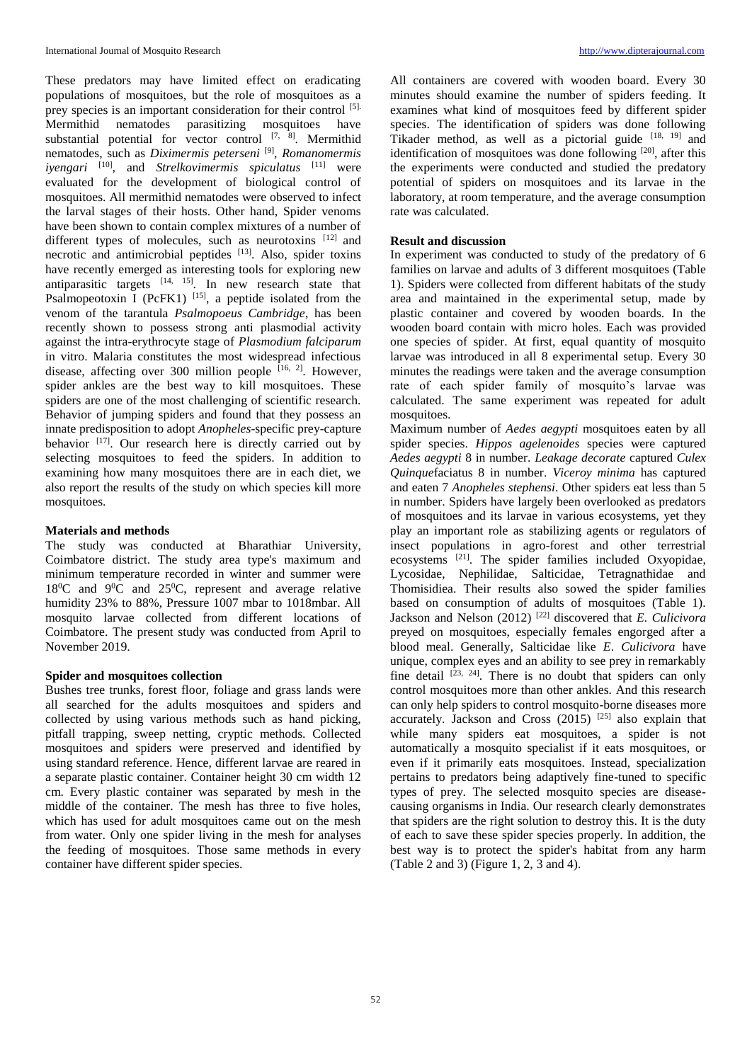These predators may have limited effect on eradicating populations of mosquitoes, but the role of mosquitoes as a prey species is an important consideration for their control [5]. Mermithid nematodes parasitizing mosquitoes have substantial potential for vector control [7, 8]. Mermithid nematodes, such as *Diximermis peterseni* [9], *Romanomermis iyengari* [10], and *Strelkovimermis spiculatus* [11] were evaluated for the development of biological control of mosquitoes. All mermithid nematodes were observed to infect the larval stages of their hosts. Other hand, Spider venoms have been shown to contain complex mixtures of a number of different types of molecules, such as neurotoxins [12] and necrotic and antimicrobial peptides [13]. Also, spider toxins have recently emerged as interesting tools for exploring new antiparasitic targets [14, 15]. In new research state that Psalmopeotoxin I (PcFK1) [15], a peptide isolated from the venom of the tarantula *Psalmopoeus Cambridge*, has been recently shown to possess strong anti plasmodial activity against the intra-erythrocyte stage of *Plasmodium falciparum* in vitro. Malaria constitutes the most widespread infectious disease, affecting over 300 million people [16, 2]. However, spider ankles are the best way to kill mosquitoes. These spiders are one of the most challenging of scientific research. Behavior of jumping spiders and found that they possess an innate predisposition to adopt *Anopheles*-specific prey-capture behavior [17]. Our research here is directly carried out by selecting mosquitoes to feed the spiders. In addition to examining how many mosquitoes there are in each diet, we also report the results of the study on which species kill more mosquitoes.

## Materials and methods

The study was conducted at Bharathiar University, Coimbatore district. The study area type's maximum and minimum temperature recorded in winter and summer were 18$^0$C and 9$^0$C and 25$^0$C, represent and average relative humidity 23% to 88%, Pressure 1007 mbar to 1018mbar. All mosquito larvae collected from different locations of Coimbatore. The present study was conducted from April to November 2019.

### Spider and mosquitoes collection

Bushes tree trunks, forest floor, foliage and grass lands were all searched for the adults mosquitoes and spiders and collected by using various methods such as hand picking, pitfall trapping, sweep netting, cryptic methods. Collected mosquitoes and spiders were preserved and identified by using standard reference. Hence, different larvae are reared in a separate plastic container. Container height 30 cm width 12 cm. Every plastic container was separated by mesh in the middle of the container. The mesh has three to five holes, which has used for adult mosquitoes came out on the mesh from water. Only one spider living in the mesh for analyses the feeding of mosquitoes. Those same methods in every container have different spider species.

All containers are covered with wooden board. Every 30 minutes should examine the number of spiders feeding. It examines what kind of mosquitoes feed by different spider species. The identification of spiders was done following Tikader method, as well as a pictorial guide [18, 19] and identification of mosquitoes was done following [20], after this the experiments were conducted and studied the predatory potential of spiders on mosquitoes and its larvae in the laboratory, at room temperature, and the average consumption rate was calculated.

## Result and discussion

In experiment was conducted to study of the predatory of 6 families on larvae and adults of 3 different mosquitoes (Table 1). Spiders were collected from different habitats of the study area and maintained in the experimental setup, made by plastic container and covered by wooden boards. In the wooden board contain with micro holes. Each was provided one species of spider. At first, equal quantity of mosquito larvae was introduced in 8 experimental setup. Every 30 minutes the readings were taken and the average consumption rate of each spider family of mosquito's larvae was calculated. The same experiment was repeated for adult mosquitoes.

Maximum number of *Aedes aegypti* mosquitoes eaten by all spider species. *Hippos agelenoides* species were captured *Aedes aegypti* 8 in number. *Leakage decorate* captured *Culex Quinque*faciatus 8 in number. *Viceroy minima* has captured and eaten 7 *Anopheles stephensi*. Other spiders eat less than 5 in number. Spiders have largely been overlooked as predators of mosquitoes and its larvae in various ecosystems, yet they play an important role as stabilizing agents or regulators of insect populations in agro-forest and other terrestrial ecosystems [21]. The spider families included Oxyopidae, Lycosidae, Nephilidae, Salticidae, Tetragnathidae and Thomisidiea. Their results also sowed the spider families based on consumption of adults of mosquitoes (Table 1). Jackson and Nelson (2012) [22] discovered that *E. Culicivora* preyed on mosquitoes, especially females engorged after a blood meal. Generally, Salticidae like *E. Culicivora* have unique, complex eyes and an ability to see prey in remarkably fine detail [23, 24]. There is no doubt that spiders can only control mosquitoes more than other ankles. And this research can only help spiders to control mosquito-borne diseases more accurately. Jackson and Cross (2015) [25] also explain that while many spiders eat mosquitoes, a spider is not automatically a mosquito specialist if it eats mosquitoes, or even if it primarily eats mosquitoes. Instead, specialization pertains to predators being adaptively fine-tuned to specific types of prey. The selected mosquito species are disease-causing organisms in India. Our research clearly demonstrates that spiders are the right solution to destroy this. It is the duty of each to save these spider species properly. In addition, the best way is to protect the spider's habitat from any harm (Table 2 and 3) (Figure 1, 2, 3 and 4).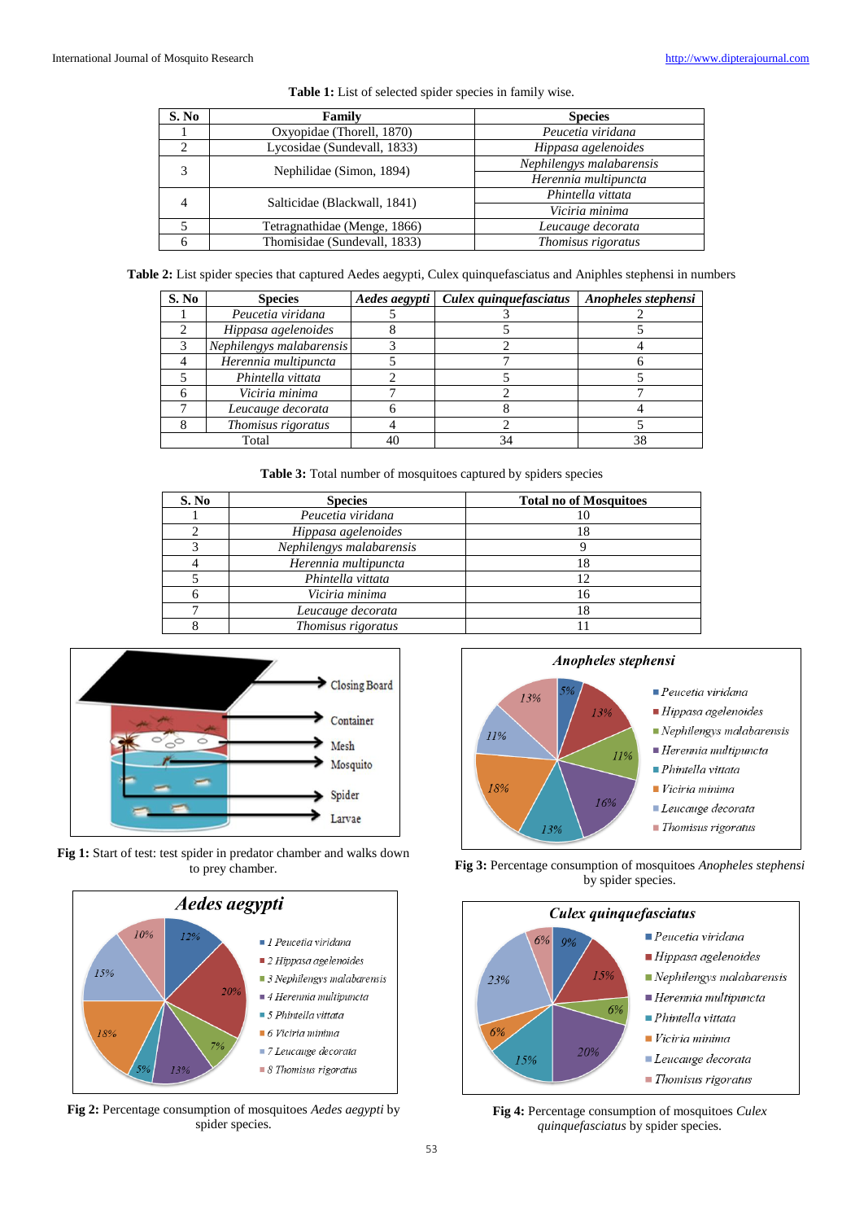**Table 1:** List of selected spider species in family wise.

| S. No | Family | Species |
|---|---|---|
| 1 | Oxyopidae (Thorell, 1870) | *Peucetia viridana* |
| 2 | Lycosidae (Sundevall, 1833) | *Hippasa agelenoides* |
| 3 | Nephilidae (Simon, 1894) | *Nephilengys malabarensis* |
| | | *Herennia multipuncta* |
| 4 | Salticidae (Blackwall, 1841) | *Phintella vittata* |
| | | *Viciria minima* |
| 5 | Tetragnathidae (Menge, 1866) | *Leucauge decorata* |
| 6 | Thomisidae (Sundevall, 1833) | *Thomisus rigoratus* |

**Table 2:** List spider species that captured Aedes aegypti, Culex quinquefasciatus and Aniphles stephensi in numbers

| S. No | Species | *Aedes aegypti* | *Culex quinquefasciatus* | *Anopheles stephensi* |
|---|---|---|---|---|
| 1 | *Peucetia viridana* | 5 | 3 | 2 |
| 2 | *Hippasa agelenoides* | 8 | 5 | 5 |
| 3 | *Nephilengys malabarensis* | 3 | 2 | 4 |
| 4 | *Herennia multipuncta* | 5 | 7 | 6 |
| 5 | *Phintella vittata* | 2 | 5 | 5 |
| 6 | *Viciria minima* | 7 | 2 | 7 |
| 7 | *Leucauge decorata* | 6 | 8 | 4 |
| 8 | *Thomisus rigoratus* | 4 | 2 | 5 |
| Total | | 40 | 34 | 38 |

**Table 3:** Total number of mosquitoes captured by spiders species

| S. No | Species | Total no of Mosquitoes |
|---|---|---|
| 1 | *Peucetia viridana* | 10 |
| 2 | *Hippasa agelenoides* | 18 |
| 3 | *Nephilengys malabarensis* | 9 |
| 4 | *Herennia multipuncta* | 18 |
| 5 | *Phintella vittata* | 12 |
| 6 | *Viciria minima* | 16 |
| 7 | *Leucauge decorata* | 18 |
| 8 | *Thomisus rigoratus* | 11 |

**Fig 1:** Start of test: test spider in predator chamber and walks down to prey chamber.

**Fig 2:** Percentage consumption of mosquitoes *Aedes aegypti* by spider species.

**Fig 3:** Percentage consumption of mosquitoes *Anopheles stephensi* by spider species.

**Fig 4:** Percentage consumption of mosquitoes *Culex quinquefasciatus* by spider species.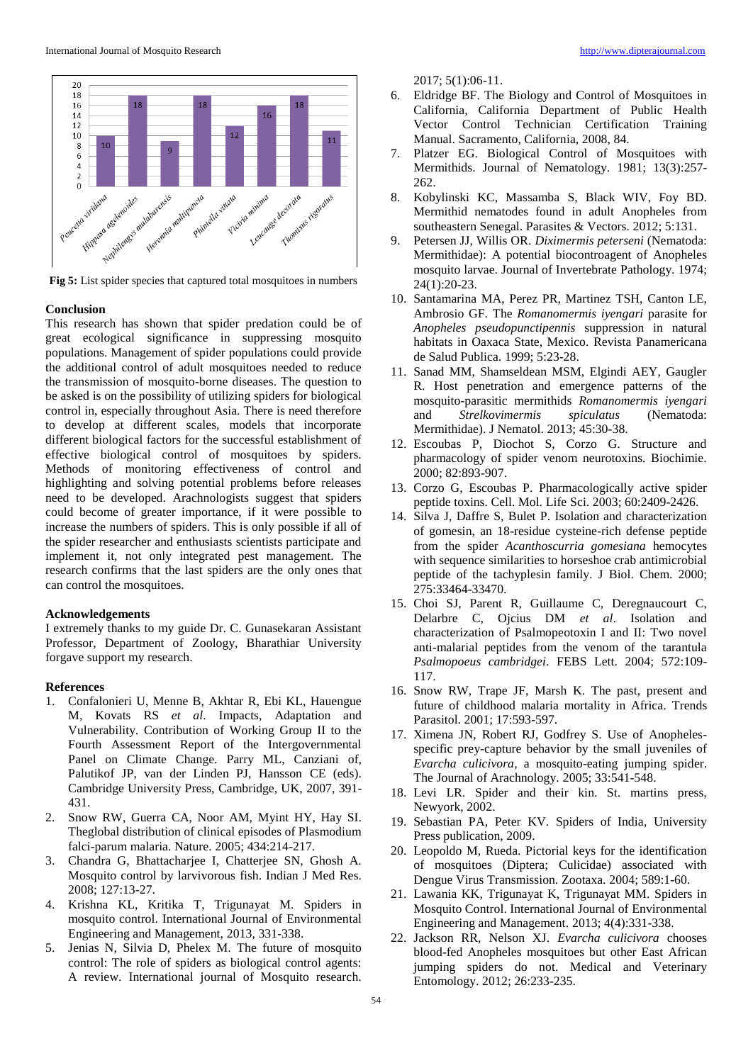Fig 5: List spider species that captured total mosquitoes in numbers

## Conclusion

This research has shown that spider predation could be of great ecological significance in suppressing mosquito populations. Management of spider populations could provide the additional control of adult mosquitoes needed to reduce the transmission of mosquito-borne diseases. The question to be asked is on the possibility of utilizing spiders for biological control in, especially throughout Asia. There is need therefore to develop at different scales, models that incorporate different biological factors for the successful establishment of effective biological control of mosquitoes by spiders. Methods of monitoring effectiveness of control and highlighting and solving potential problems before releases need to be developed. Arachnologists suggest that spiders could become of greater importance, if it were possible to increase the numbers of spiders. This is only possible if all of the spider researcher and enthusiasts scientists participate and implement it, not only integrated pest management. The research confirms that the last spiders are the only ones that can control the mosquitoes.

## Acknowledgements

I extremely thanks to my guide Dr. C. Gunasekaran Assistant Professor, Department of Zoology, Bharathiar University forgave support my research.

## References

1. Confalonieri U, Menne B, Akhtar R, Ebi KL, Hauengue M, Kovats RS *et al*. Impacts, Adaptation and Vulnerability. Contribution of Working Group II to the Fourth Assessment Report of the Intergovernmental Panel on Climate Change. Parry ML, Canziani of, Palutikof JP, van der Linden PJ, Hansson CE (eds). Cambridge University Press, Cambridge, UK, 2007, 391-431.
2. Snow RW, Guerra CA, Noor AM, Myint HY, Hay SI. Theglobal distribution of clinical episodes of Plasmodium falci-parum malaria. Nature. 2005; 434:214-217.
3. Chandra G, Bhattacharjee I, Chatterjee SN, Ghosh A. Mosquito control by larvivorous fish. Indian J Med Res. 2008; 127:13-27.
4. Krishna KL, Kritika T, Trigunayat M. Spiders in mosquito control. International Journal of Environmental Engineering and Management, 2013, 331-338.
5. Jenias N, Silvia D, Phelex M. The future of mosquito control: The role of spiders as biological control agents: A review. International journal of Mosquito research. 2017; 5(1):06-11.
6. Eldridge BF. The Biology and Control of Mosquitoes in California, California Department of Public Health Vector Control Technician Certification Training Manual. Sacramento, California, 2008, 84.
7. Platzer EG. Biological Control of Mosquitoes with Mermithids. Journal of Nematology. 1981; 13(3):257-262.
8. Kobylinski KC, Massamba S, Black WIV, Foy BD. Mermithid nematodes found in adult Anopheles from southeastern Senegal. Parasites & Vectors. 2012; 5:131.
9. Petersen JJ, Willis OR. *Diximermis petersenі* (Nematoda: Mermithidae): A potential biocontroagent of Anopheles mosquito larvae. Journal of Invertebrate Pathology. 1974; 24(1):20-23.
10. Santamarina MA, Perez PR, Martinez TSH, Canton LE, Ambrosio GF. The *Romanomermis iyengari* parasite for *Anopheles pseudopunctipennis* suppression in natural habitats in Oaxaca State, Mexico. Revista Panamericana de Salud Publica. 1999; 5:23-28.
11. Sanad MM, Shamseldean MSM, Elgindi AEY, Gaugler R. Host penetration and emergence patterns of the mosquito-parasitic mermithids *Romanomermis iyengari* and *Strelkovimermis spiculatus* (Nematoda: Mermithidae). J Nematol. 2013; 45:30-38.
12. Escoubas P, Diochot S, Corzo G. Structure and pharmacology of spider venom neurotoxins. Biochimie. 2000; 82:893-907.
13. Corzo G, Escoubas P. Pharmacologically active spider peptide toxins. Cell. Mol. Life Sci. 2003; 60:2409-2426.
14. Silva J, Daffre S, Bulet P. Isolation and characterization of gomesin, an 18-residue cysteine-rich defense peptide from the spider *Acanthoscurria gomesiana* hemocytes with sequence similarities to horseshoe crab antimicrobial peptide of the tachyplesin family. J Biol. Chem. 2000; 275:33464-33470.
15. Choi SJ, Parent R, Guillaume C, Deregnaucourt C, Delarbre C, Ojcius DM *et al*. Isolation and characterization of Psalmopeotoxin I and II: Two novel anti-malarial peptides from the venom of the tarantula *Psalmopoeus cambridgei*. FEBS Lett. 2004; 572:109-117.
16. Snow RW, Trape JF, Marsh K. The past, present and future of childhood malaria mortality in Africa. Trends Parasitol. 2001; 17:593-597.
17. Ximena JN, Robert RJ, Godfrey S. Use of Anopheles-specific prey-capture behavior by the small juveniles of *Evarcha culicivora*, a mosquito-eating jumping spider. The Journal of Arachnology. 2005; 33:541-548.
18. Levi LR. Spider and their kin. St. martins press, Newyork, 2002.
19. Sebastian PA, Peter KV. Spiders of India, University Press publication, 2009.
20. Leopoldo M, Rueda. Pictorial keys for the identification of mosquitoes (Diptera; Culicidae) associated with Dengue Virus Transmission. Zootaxa. 2004; 589:1-60.
21. Lawania KK, Trigunayat K, Trigunayat MM. Spiders in Mosquito Control. International Journal of Environmental Engineering and Management. 2013; 4(4):331-338.
22. Jackson RR, Nelson XJ. *Evarcha culicivora* chooses blood-fed Anopheles mosquitoes but other East African jumping spiders do not. Medical and Veterinary Entomology. 2012; 26:233-235.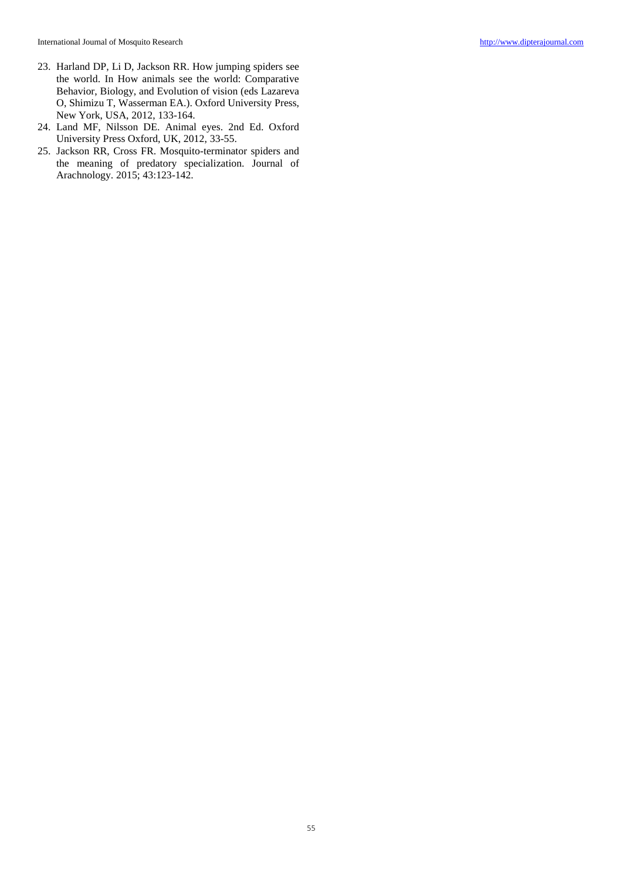23. Harland DP, Li D, Jackson RR. How jumping spiders see the world. In How animals see the world: Comparative Behavior, Biology, and Evolution of vision (eds Lazareva O, Shimizu T, Wasserman EA.). Oxford University Press, New York, USA, 2012, 133-164.
24. Land MF, Nilsson DE. Animal eyes. 2nd Ed. Oxford University Press Oxford, UK, 2012, 33-55.
25. Jackson RR, Cross FR. Mosquito-terminator spiders and the meaning of predatory specialization. Journal of Arachnology. 2015; 43:123-142.